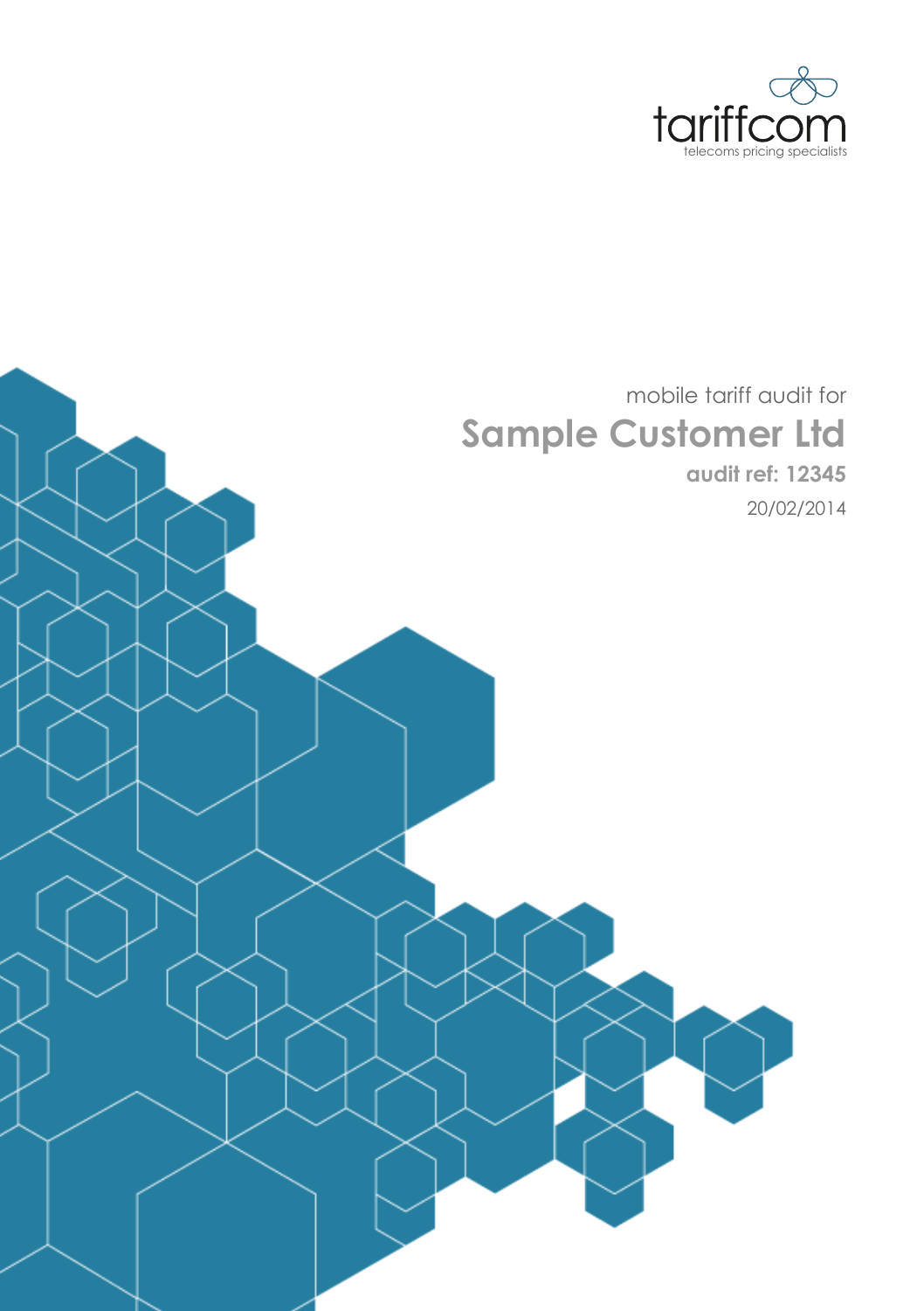tariffcom

telecoms pricing specialists

mobile tariff audit for

# Sample Customer Ltd

**audit ref: 12345**

20/02/2014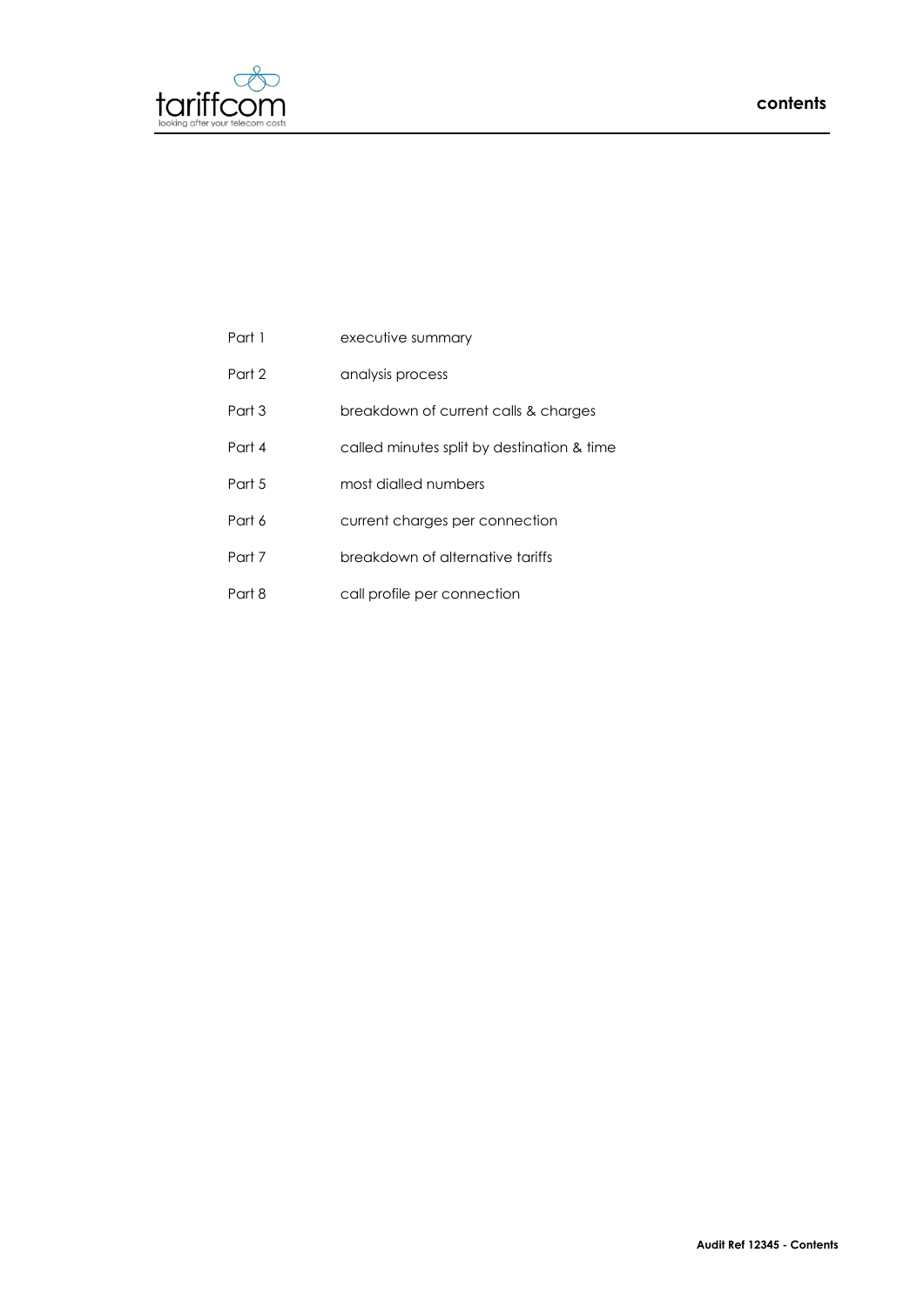# contents

| | |
|---|---|
| Part 1 | executive summary |
| Part 2 | analysis process |
| Part 3 | breakdown of current calls & charges |
| Part 4 | called minutes split by destination & time |
| Part 5 | most dialled numbers |
| Part 6 | current charges per connection |
| Part 7 | breakdown of alternative tariffs |
| Part 8 | call profile per connection |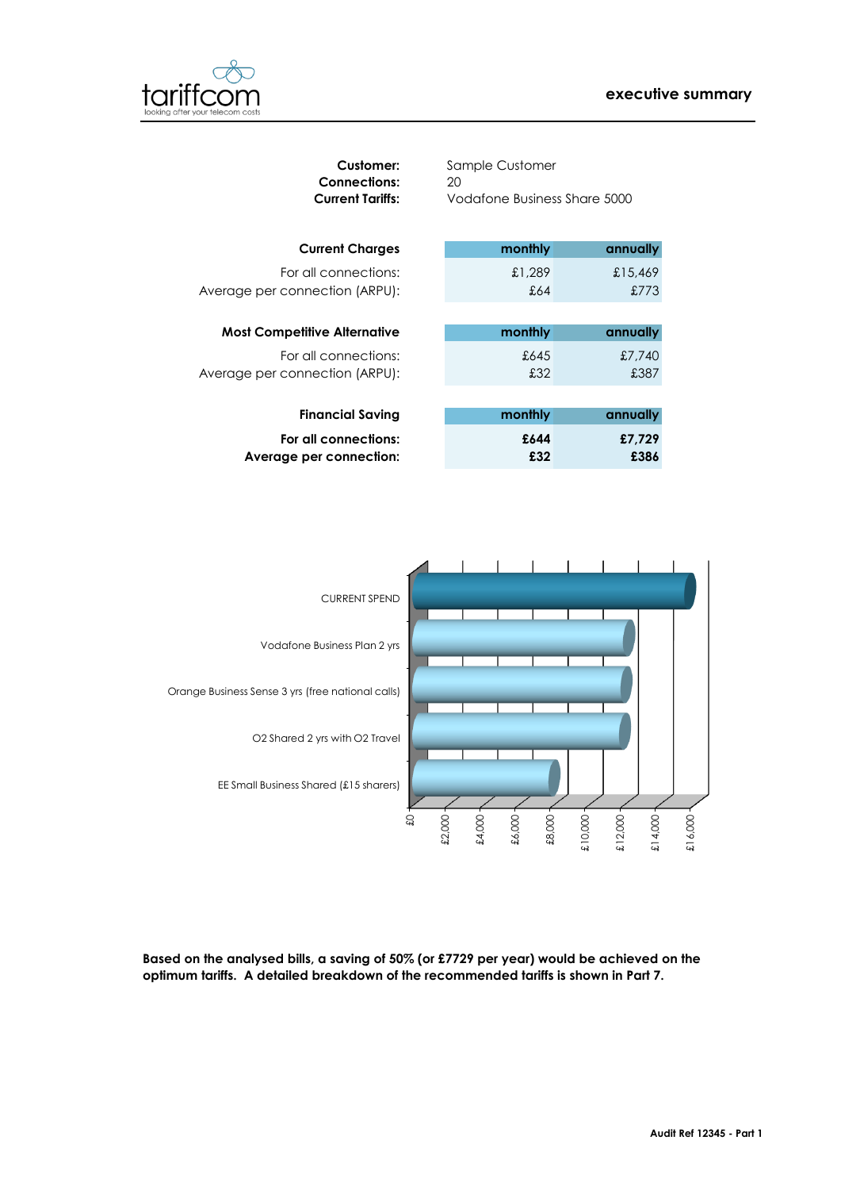## executive summary

**Customer:** Sample Customer
**Connections:** 20
**Current Tariffs:** Vodafone Business Share 5000

| **Current Charges** | monthly | annually |
|---|---|---|
| For all connections: | £1,289 | £15,469 |
| Average per connection (ARPU): | £64 | £773 |

| **Most Competitive Alternative** | monthly | annually |
|---|---|---|
| For all connections: | £645 | £7,740 |
| Average per connection (ARPU): | £32 | £387 |

| **Financial Saving** | monthly | annually |
|---|---|---|
| **For all connections:** | **£644** | **£7,729** |
| **Average per connection:** | **£32** | **£386** |

CURRENT SPEND

Vodafone Business Plan 2 yrs

Orange Business Sense 3 yrs (free national calls)

O2 Shared 2 yrs with O2 Travel

EE Small Business Shared (£15 sharers)

£0 £2,000 £4,000 £6,000 £8,000 £10,000 £12,000 £14,000 £16,000

**Based on the analysed bills, a saving of 50% (or £7729 per year) would be achieved on the optimum tariffs. A detailed breakdown of the recommended tariffs is shown in Part 7.**

**Audit Ref 12345 - Part 1**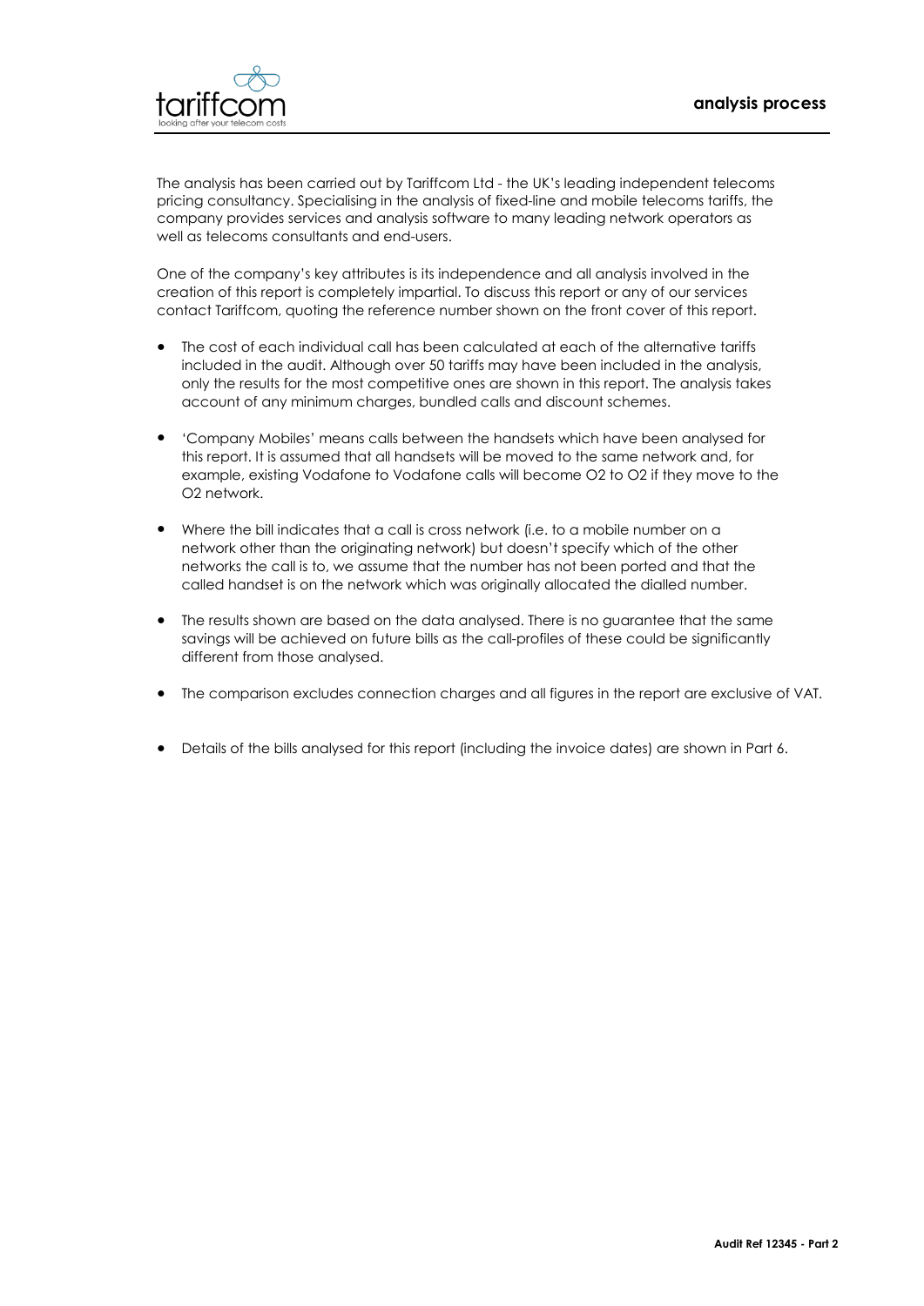## analysis process

The analysis has been carried out by Tariffcom Ltd - the UK's leading independent telecoms pricing consultancy. Specialising in the analysis of fixed-line and mobile telecoms tariffs, the company provides services and analysis software to many leading network operators as well as telecoms consultants and end-users.

One of the company's key attributes is its independence and all analysis involved in the creation of this report is completely impartial. To discuss this report or any of our services contact Tariffcom, quoting the reference number shown on the front cover of this report.

- The cost of each individual call has been calculated at each of the alternative tariffs included in the audit. Although over 50 tariffs may have been included in the analysis, only the results for the most competitive ones are shown in this report. The analysis takes account of any minimum charges, bundled calls and discount schemes.
- 'Company Mobiles' means calls between the handsets which have been analysed for this report. It is assumed that all handsets will be moved to the same network and, for example, existing Vodafone to Vodafone calls will become O2 to O2 if they move to the O2 network.
- Where the bill indicates that a call is cross network (i.e. to a mobile number on a network other than the originating network) but doesn't specify which of the other networks the call is to, we assume that the number has not been ported and that the called handset is on the network which was originally allocated the dialled number.
- The results shown are based on the data analysed. There is no guarantee that the same savings will be achieved on future bills as the call-profiles of these could be significantly different from those analysed.
- The comparison excludes connection charges and all figures in the report are exclusive of VAT.
- Details of the bills analysed for this report (including the invoice dates) are shown in Part 6.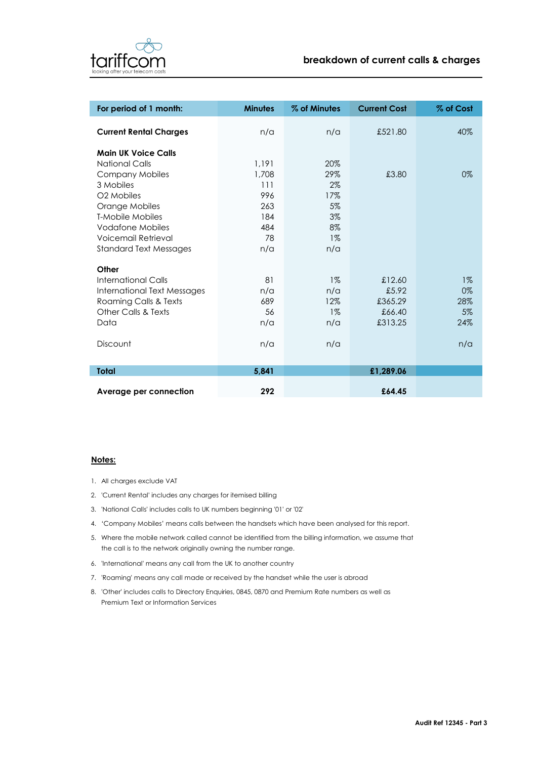tariffcom
looking after your telecom costs

## breakdown of current calls & charges

| For period of 1 month: | Minutes | % of Minutes | Current Cost | % of Cost |
|---|---|---|---|---|
| **Current Rental Charges** | n/a | n/a | £521.80 | 40% |
| **Main UK Voice Calls** | | | | |
| National Calls | 1,191 | 20% | | |
| Company Mobiles | 1,708 | 29% | £3.80 | 0% |
| 3 Mobiles | 111 | 2% | | |
| O2 Mobiles | 996 | 17% | | |
| Orange Mobiles | 263 | 5% | | |
| T-Mobile Mobiles | 184 | 3% | | |
| Vodafone Mobiles | 484 | 8% | | |
| Voicemail Retrieval | 78 | 1% | | |
| Standard Text Messages | n/a | n/a | | |
| **Other** | | | | |
| International Calls | 81 | 1% | £12.60 | 1% |
| International Text Messages | n/a | n/a | £5.92 | 0% |
| Roaming Calls & Texts | 689 | 12% | £365.29 | 28% |
| Other Calls & Texts | 56 | 1% | £66.40 | 5% |
| Data | n/a | n/a | £313.25 | 24% |
| Discount | n/a | n/a | | n/a |
| **Total** | **5,841** | | **£1,289.06** | |
| **Average per connection** | **292** | | **£64.45** | |

**Notes:**

1. All charges exclude VAT
2. 'Current Rental' includes any charges for itemised billing
3. 'National Calls' includes calls to UK numbers beginning '01' or '02'
4. 'Company Mobiles' means calls between the handsets which have been analysed for this report.
5. Where the mobile network called cannot be identified from the billing information, we assume that the call is to the network originally owning the number range.
6. 'International' means any call from the UK to another country
7. 'Roaming' means any call made or received by the handset while the user is abroad
8. 'Other' includes calls to Directory Enquiries, 0845, 0870 and Premium Rate numbers as well as Premium Text or Information Services

Audit Ref 12345 - Part 3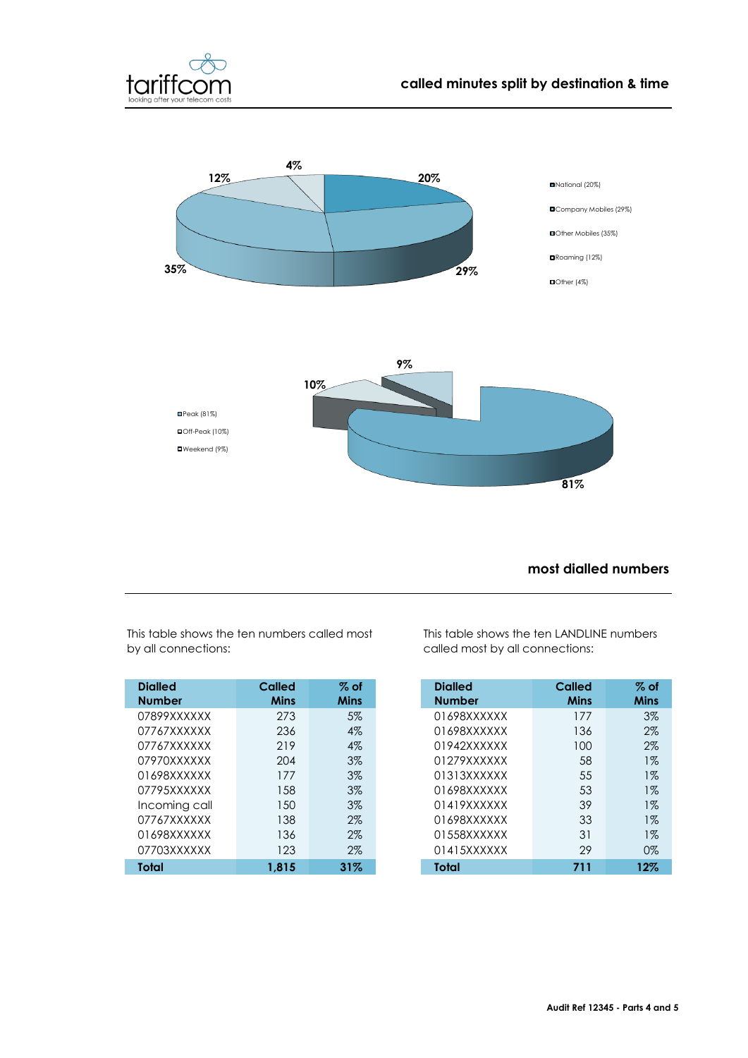## called minutes split by destination & time

12% 4% 20% 35% 29%

National (20%)
Company Mobiles (29%)
Other Mobiles (35%)
Roaming (12%)
Other (4%)

9% 10% 81%

Peak (81%)
Off-Peak (10%)
Weekend (9%)

## most dialled numbers

This table shows the ten numbers called most by all connections:

| Dialled Number | Called Mins | % of Mins |
|---|---|---|
| 07899XXXXXX | 273 | 5% |
| 07767XXXXXX | 236 | 4% |
| 07767XXXXXX | 219 | 4% |
| 07970XXXXXX | 204 | 3% |
| 01698XXXXXX | 177 | 3% |
| 07795XXXXXX | 158 | 3% |
| Incoming call | 150 | 3% |
| 07767XXXXXX | 138 | 2% |
| 01698XXXXXX | 136 | 2% |
| 07703XXXXXX | 123 | 2% |
| **Total** | **1,815** | **31%** |

This table shows the ten LANDLINE numbers called most by all connections:

| Dialled Number | Called Mins | % of Mins |
|---|---|---|
| 01698XXXXXX | 177 | 3% |
| 01698XXXXXX | 136 | 2% |
| 01942XXXXXX | 100 | 2% |
| 01279XXXXXX | 58 | 1% |
| 01313XXXXXX | 55 | 1% |
| 01698XXXXXX | 53 | 1% |
| 01419XXXXXX | 39 | 1% |
| 01698XXXXXX | 33 | 1% |
| 01558XXXXXX | 31 | 1% |
| 01415XXXXXX | 29 | 0% |
| **Total** | **711** | **12%** |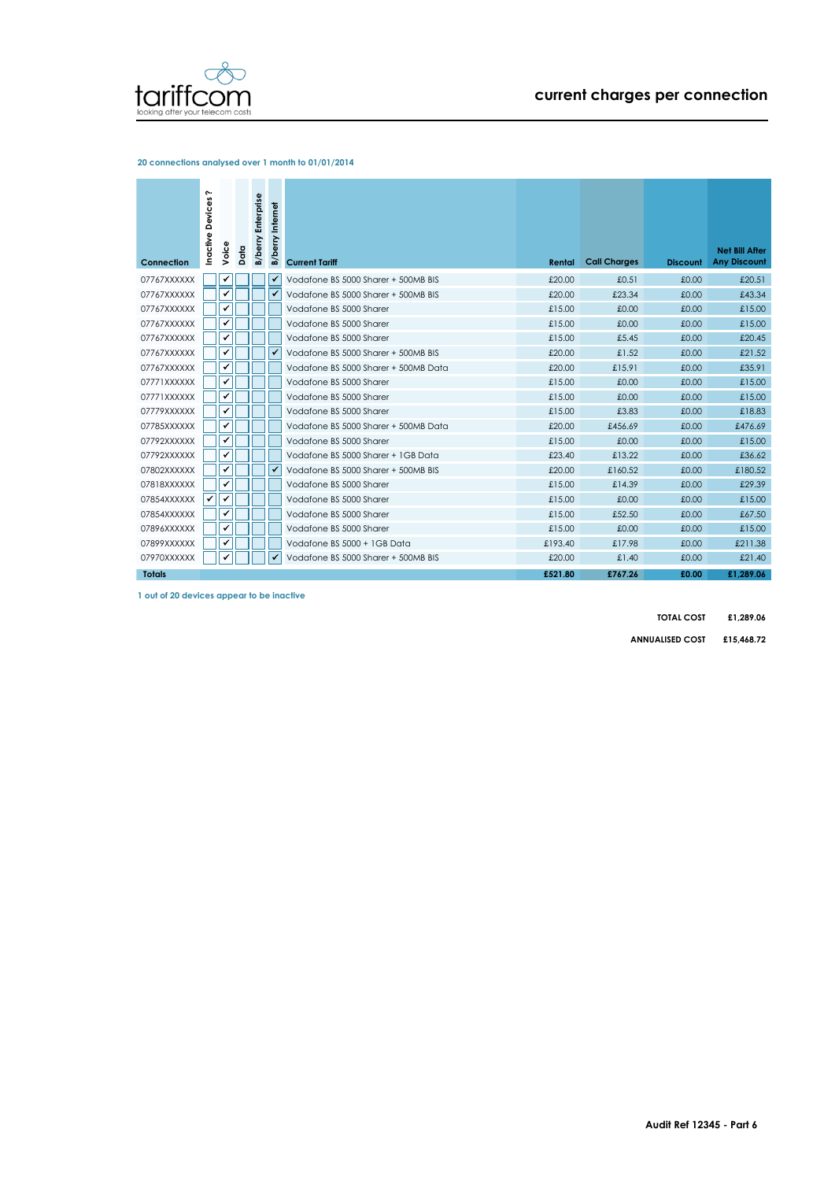# current charges per connection

**20 connections analysed over 1 month to 01/01/2014**

| Connection | Inactive Devices ? | Voice | Data | B/berry Enterprise | B/berry Internet | Current Tariff | Rental | Call Charges | Discount | Net Bill After Any Discount |
|---|---|---|---|---|---|---|---|---|---|---|
| 07767XXXXXX | | ✓ | | | ✓ | Vodafone BS 5000 Sharer + 500MB BIS | £20.00 | £0.51 | £0.00 | £20.51 |
| 07767XXXXXX | | ✓ | | | ✓ | Vodafone BS 5000 Sharer + 500MB BIS | £20.00 | £23.34 | £0.00 | £43.34 |
| 07767XXXXXX | | ✓ | | | | Vodafone BS 5000 Sharer | £15.00 | £0.00 | £0.00 | £15.00 |
| 07767XXXXXX | | ✓ | | | | Vodafone BS 5000 Sharer | £15.00 | £0.00 | £0.00 | £15.00 |
| 07767XXXXXX | | ✓ | | | | Vodafone BS 5000 Sharer | £15.00 | £5.45 | £0.00 | £20.45 |
| 07767XXXXXX | | ✓ | | | ✓ | Vodafone BS 5000 Sharer + 500MB BIS | £20.00 | £1.52 | £0.00 | £21.52 |
| 07767XXXXXX | | ✓ | | | | Vodafone BS 5000 Sharer + 500MB Data | £20.00 | £15.91 | £0.00 | £35.91 |
| 07771XXXXXX | | ✓ | | | | Vodafone BS 5000 Sharer | £15.00 | £0.00 | £0.00 | £15.00 |
| 07771XXXXXX | | ✓ | | | | Vodafone BS 5000 Sharer | £15.00 | £0.00 | £0.00 | £15.00 |
| 07779XXXXXX | | ✓ | | | | Vodafone BS 5000 Sharer | £15.00 | £3.83 | £0.00 | £18.83 |
| 07785XXXXXX | | ✓ | | | | Vodafone BS 5000 Sharer + 500MB Data | £20.00 | £456.69 | £0.00 | £476.69 |
| 07792XXXXXX | | ✓ | | | | Vodafone BS 5000 Sharer | £15.00 | £0.00 | £0.00 | £15.00 |
| 07792XXXXXX | | ✓ | | | | Vodafone BS 5000 Sharer + 1GB Data | £23.40 | £13.22 | £0.00 | £36.62 |
| 07802XXXXXX | | ✓ | | | ✓ | Vodafone BS 5000 Sharer + 500MB BIS | £20.00 | £160.52 | £0.00 | £180.52 |
| 07818XXXXXX | | ✓ | | | | Vodafone BS 5000 Sharer | £15.00 | £14.39 | £0.00 | £29.39 |
| 07854XXXXXX | ✓ | ✓ | | | | Vodafone BS 5000 Sharer | £15.00 | £0.00 | £0.00 | £15.00 |
| 07854XXXXXX | | ✓ | | | | Vodafone BS 5000 Sharer | £15.00 | £52.50 | £0.00 | £67.50 |
| 07896XXXXXX | | ✓ | | | | Vodafone BS 5000 Sharer | £15.00 | £0.00 | £0.00 | £15.00 |
| 07899XXXXXX | | ✓ | | | | Vodafone BS 5000 + 1GB Data | £193.40 | £17.98 | £0.00 | £211.38 |
| 07970XXXXXX | | ✓ | | | ✓ | Vodafone BS 5000 Sharer + 500MB BIS | £20.00 | £1.40 | £0.00 | £21.40 |
| **Totals** | | | | | | | **£521.80** | **£767.26** | **£0.00** | **£1,289.06** |

**1 out of 20 devices appear to be inactive**

| | |
|---|---|
| **TOTAL COST** | **£1,289.06** |
| **ANNUALISED COST** | **£15,468.72** |

**Audit Ref 12345 - Part 6**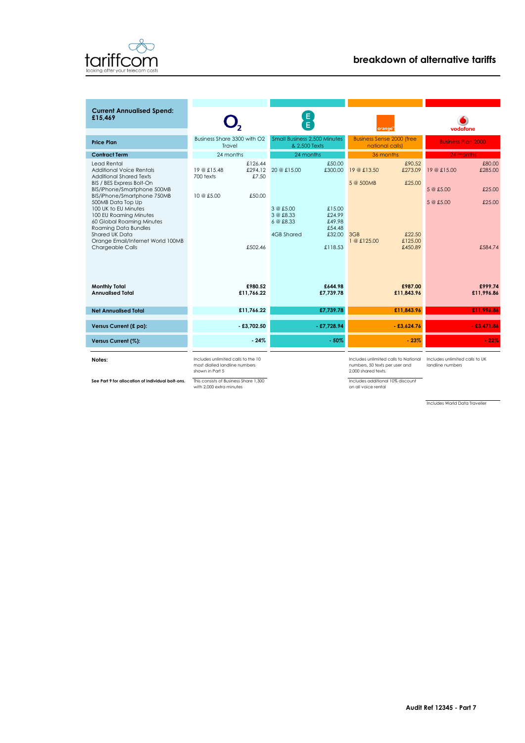# breakdown of alternative tariffs

| Current Annualised Spend: £15,469 | O2 | | EE | | Orange | | Vodafone | |
|---|---|---|---|---|---|---|---|---|
| Price Plan | Business Share 3300 with O2 Travel | | Small Business 2,500 Minutes & 2,500 Texts | | Business Sense 2000 (free national calls) | | Business Plan 2000 | |
| Contract Term | 24 months | | 24 months | | 36 months | | 24 months | |
| Lead Rental | | £126.44 | | £50.00 | | £90.52 | | £80.00 |
| Additional Voice Rentals | 19 @ £15.48 | £294.12 | 20 @ £15.00 | £300.00 | 19 @ £13.50 | £273.09 | 19 @ £15.00 | £285.00 |
| Additional Shared Texts | 700 texts | £7.50 | | | | | | |
| BIS / BES Express Bolt-On | | | | | 5 @ 500MB | £25.00 | | |
| BIS/iPhone/Smartphone 500MB | | | | | | | 5 @ £5.00 | £25.00 |
| BIS/iPhone/Smartphone 750MB | 10 @ £5.00 | £50.00 | | | | | | |
| 500MB Data Top Up | | | | | | | 5 @ £5.00 | £25.00 |
| 100 UK to EU Minutes | | | 3 @ £5.00 | £15.00 | | | | |
| 100 EU Roaming Minutes | | | 3 @ £8.33 | £24.99 | | | | |
| 60 Global Roaming Minutes | | | 6 @ £8.33 | £49.98 | | | | |
| Roaming Data Bundles | | | | £54.48 | | | | |
| Shared UK Data | | | 4GB Shared | £32.00 | 3GB | £22.50 | | |
| Orange Email/Internet World 100MB | | | | | 1 @ £125.00 | £125.00 | | |
| Chargeable Calls | | £502.46 | | £118.53 | | £450.89 | | £584.74 |
| **Monthly Total** | | **£980.52** | | **£644.98** | | **£987.00** | | **£999.74** |
| **Annualised Total** | | **£11,766.22** | | **£7,739.78** | | **£11,843.96** | | **£11,996.86** |
| **Net Annualised Total** | | **£11,766.22** | | **£7,739.78** | | **£11,843.96** | | **£11,996.86** |
| **Versus Current (£ pa):** | | **- £3,702.50** | | **- £7,728.94** | | **- £3,624.76** | | **- £3,471.86** |
| **Versus Current (%):** | | **- 24%** | | **- 50%** | | **- 23%** | | **- 22%** |

| **Notes:** | O2 | EE | Orange | Vodafone |
|---|---|---|---|---|
| | Includes unlimited calls to the 10 most dialled landline numbers shown in Part 5 | | Includes unlimited calls to National numbers, 50 texts per user and 2,000 shared texts. | Includes unlimited calls to UK landline numbers |
| **See Part 9 for allocation of individual bolt-ons.** | This consists of Business Share 1,300 with 2,000 extra minutes | | Includes additional 10% discount on all voice rental | |
| | | | | Includes World Data Traveller |

Audit Ref 12345 - Part 7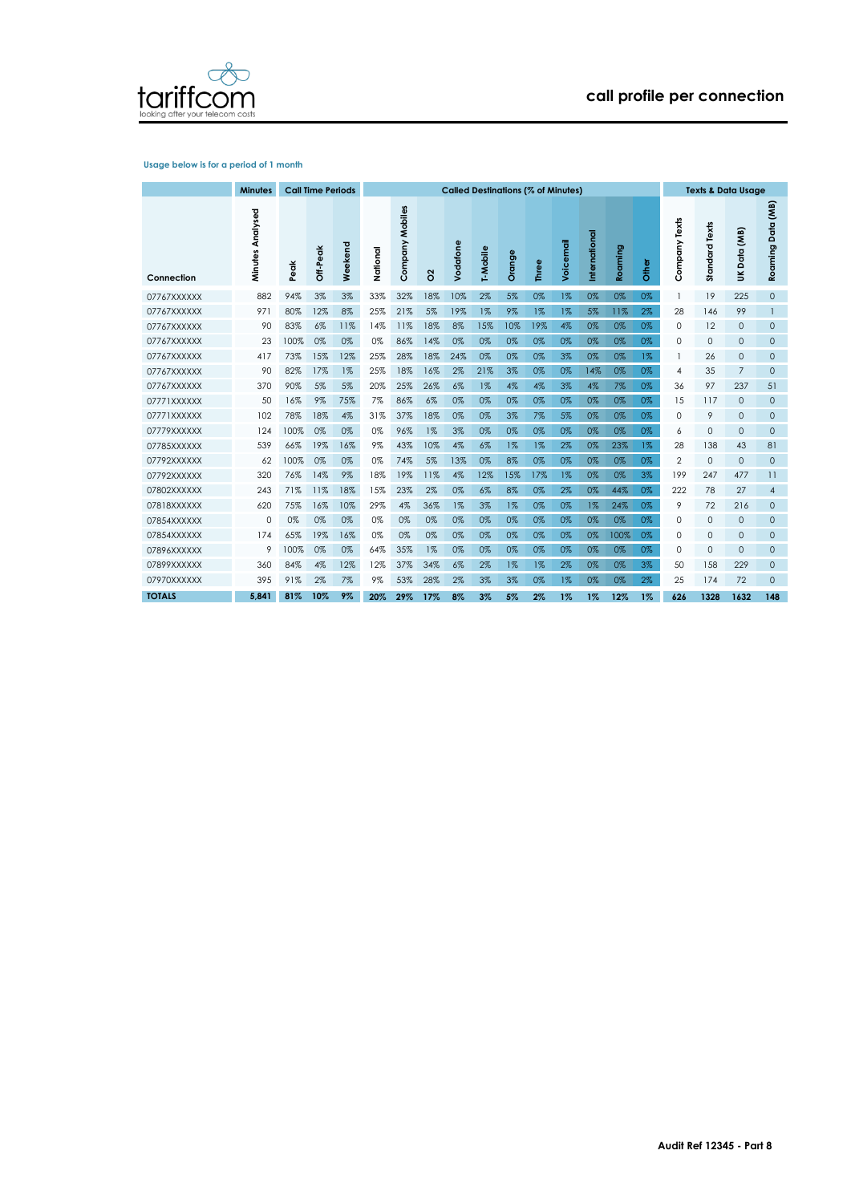## call profile per connection

Usage below is for a period of 1 month

| | Minutes | Call Time Periods | | | Called Destinations (% of Minutes) | | | | | | | | | | | Texts & Data Usage | | | |
|---|---|---|---|---|---|---|---|---|---|---|---|---|---|---|---|---|---|---|---|
| Connection | Minutes Analysed | Peak | Off-Peak | Weekend | National | Company Mobiles | O2 | Vodafone | T-Mobile | Orange | Three | Voicemail | International | Roaming | Other | Company Texts | Standard Texts | UK Data (MB) | Roaming Data (MB) |
| 07767XXXXXX | 882 | 94% | 3% | 3% | 33% | 32% | 18% | 10% | 2% | 5% | 0% | 1% | 0% | 0% | 0% | 1 | 19 | 225 | 0 |
| 07767XXXXXX | 971 | 80% | 12% | 8% | 25% | 21% | 5% | 19% | 1% | 9% | 1% | 1% | 5% | 11% | 2% | 28 | 146 | 99 | 1 |
| 07767XXXXXX | 90 | 83% | 6% | 11% | 14% | 11% | 18% | 8% | 15% | 10% | 19% | 4% | 0% | 0% | 0% | 0 | 12 | 0 | 0 |
| 07767XXXXXX | 23 | 100% | 0% | 0% | 0% | 86% | 14% | 0% | 0% | 0% | 0% | 0% | 0% | 0% | 0% | 0 | 0 | 0 | 0 |
| 07767XXXXXX | 417 | 73% | 15% | 12% | 25% | 28% | 18% | 24% | 0% | 0% | 0% | 3% | 0% | 0% | 1% | 1 | 26 | 0 | 0 |
| 07767XXXXXX | 90 | 82% | 17% | 1% | 25% | 18% | 16% | 2% | 21% | 3% | 0% | 0% | 14% | 0% | 0% | 4 | 35 | 7 | 0 |
| 07767XXXXXX | 370 | 90% | 5% | 5% | 20% | 25% | 26% | 6% | 1% | 4% | 4% | 3% | 4% | 7% | 0% | 36 | 97 | 237 | 51 |
| 07771XXXXXX | 50 | 16% | 9% | 75% | 7% | 86% | 6% | 0% | 0% | 0% | 0% | 0% | 0% | 0% | 0% | 15 | 117 | 0 | 0 |
| 07771XXXXXX | 102 | 78% | 18% | 4% | 31% | 37% | 18% | 0% | 0% | 3% | 7% | 5% | 0% | 0% | 0% | 0 | 9 | 0 | 0 |
| 07779XXXXXX | 124 | 100% | 0% | 0% | 0% | 96% | 1% | 3% | 0% | 0% | 0% | 0% | 0% | 0% | 0% | 6 | 0 | 0 | 0 |
| 07785XXXXXX | 539 | 66% | 19% | 16% | 9% | 43% | 10% | 4% | 6% | 1% | 1% | 2% | 0% | 23% | 1% | 28 | 138 | 43 | 81 |
| 07792XXXXXX | 62 | 100% | 0% | 0% | 0% | 74% | 5% | 13% | 0% | 8% | 0% | 0% | 0% | 0% | 0% | 2 | 0 | 0 | 0 |
| 07792XXXXXX | 320 | 76% | 14% | 9% | 18% | 19% | 11% | 4% | 12% | 15% | 17% | 1% | 0% | 0% | 3% | 199 | 247 | 477 | 11 |
| 07802XXXXXX | 243 | 71% | 11% | 18% | 15% | 23% | 2% | 0% | 6% | 8% | 0% | 2% | 0% | 44% | 0% | 222 | 78 | 27 | 4 |
| 07818XXXXXX | 620 | 75% | 16% | 10% | 29% | 4% | 36% | 1% | 3% | 1% | 0% | 0% | 1% | 24% | 0% | 9 | 72 | 216 | 0 |
| 07854XXXXXX | 0 | 0% | 0% | 0% | 0% | 0% | 0% | 0% | 0% | 0% | 0% | 0% | 0% | 0% | 0% | 0 | 0 | 0 | 0 |
| 07854XXXXXX | 174 | 65% | 19% | 16% | 0% | 0% | 0% | 0% | 0% | 0% | 0% | 0% | 0% | 100% | 0% | 0 | 0 | 0 | 0 |
| 07896XXXXXX | 9 | 100% | 0% | 0% | 64% | 35% | 1% | 0% | 0% | 0% | 0% | 0% | 0% | 0% | 0% | 0 | 0 | 0 | 0 |
| 07899XXXXXX | 360 | 84% | 4% | 12% | 12% | 37% | 34% | 6% | 2% | 1% | 1% | 2% | 0% | 0% | 3% | 50 | 158 | 229 | 0 |
| 07970XXXXXX | 395 | 91% | 2% | 7% | 9% | 53% | 28% | 2% | 3% | 3% | 0% | 1% | 0% | 0% | 2% | 25 | 174 | 72 | 0 |
| **TOTALS** | **5,841** | **81%** | **10%** | **9%** | **20%** | **29%** | **17%** | **8%** | **3%** | **5%** | **2%** | **1%** | **1%** | **12%** | **1%** | **626** | **1328** | **1632** | **148** |

Audit Ref 12345 - Part 8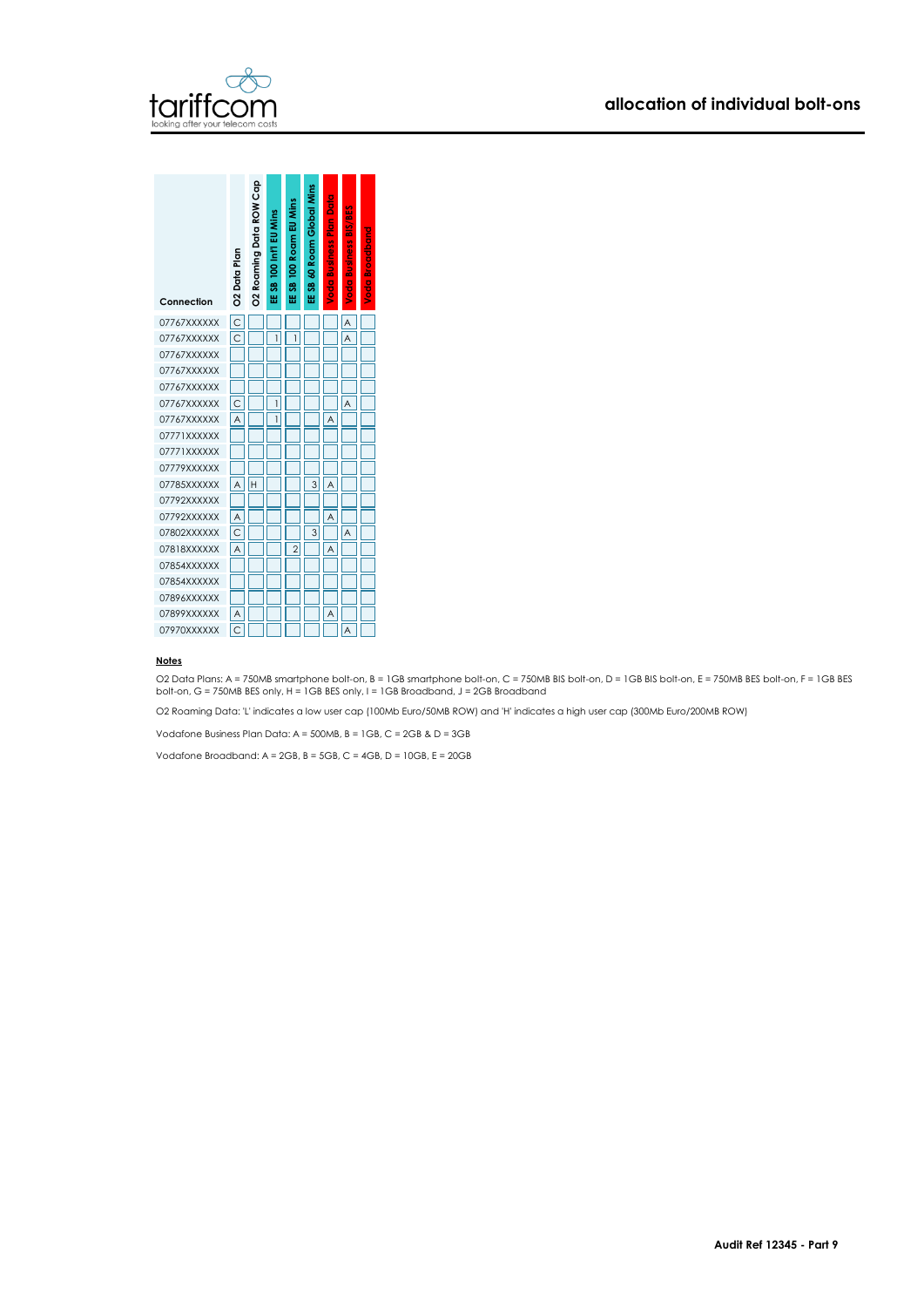## allocation of individual bolt-ons

| Connection | O2 Data Plan | O2 Roaming Data ROW Cap | EE SB 100 Int'l EU Mins | EE SB 100 Roam EU Mins | EE SB 60 Roam Global Mins | Voda Business Plan Data | Voda Business BIS/BES | Voda Broadband |
|---|---|---|---|---|---|---|---|---|
| 07767XXXXXX | C | | | | | | A | |
| 07767XXXXXX | C | | 1 | 1 | | | A | |
| 07767XXXXXX | | | | | | | | |
| 07767XXXXXX | | | | | | | | |
| 07767XXXXXX | | | | | | | | |
| 07767XXXXXX | C | | 1 | | | | A | |
| 07767XXXXXX | A | | 1 | | | A | | |
| 07771XXXXXX | | | | | | | | |
| 07771XXXXXX | | | | | | | | |
| 07779XXXXXX | | | | | | | | |
| 07785XXXXXX | A | H | | | 3 | A | | |
| 07792XXXXXX | | | | | | | | |
| 07792XXXXXX | A | | | | | A | | |
| 07802XXXXXX | C | | | | 3 | | A | |
| 07818XXXXXX | A | | | 2 | | A | | |
| 07854XXXXXX | | | | | | | | |
| 07854XXXXXX | | | | | | | | |
| 07896XXXXXX | | | | | | | | |
| 07899XXXXXX | A | | | | | A | | |
| 07970XXXXXX | C | | | | | | A | |

**Notes**

O2 Data Plans: A = 750MB smartphone bolt-on, B = 1GB smartphone bolt-on, C = 750MB BIS bolt-on, D = 1GB BIS bolt-on, E = 750MB BES bolt-on, F = 1GB BES bolt-on, G = 750MB BES only, H = 1GB BES only, I = 1GB Broadband, J = 2GB Broadband

O2 Roaming Data: 'L' indicates a low user cap (100Mb Euro/50MB ROW) and 'H' indicates a high user cap (300Mb Euro/200MB ROW)

Vodafone Business Plan Data: A = 500MB, B = 1GB, C = 2GB & D = 3GB

Vodafone Broadband: A = 2GB, B = 5GB, C = 4GB, D = 10GB, E = 20GB